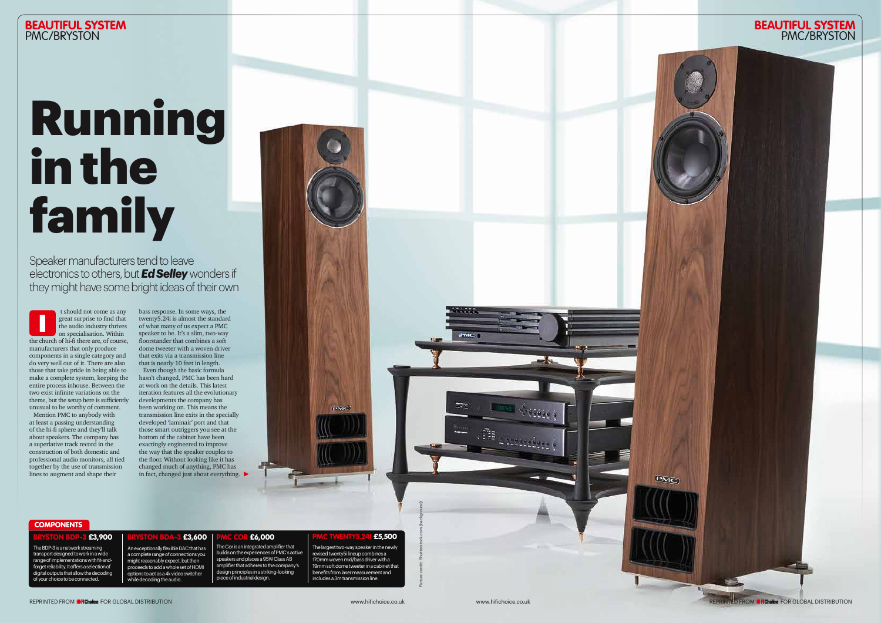# Running in the family

Speaker manufacturers tend to leave electronics to others, but ***Ed Selley*** wonders if they might have some bright ideas of their own

It should not come as any great surprise to find that the audio industry thrives on specialisation. Within the church of hi-fi there are, of course, manufacturers that only produce components in a single category and do very well out of it. There are also those that take pride in being able to make a complete system, keeping the entire process inhouse. Between the two exist infinite variations on the theme, but the setup here is sufficiently unusual to be worthy of comment.

Mention PMC to anybody with at least a passing understanding of the hi-fi sphere and they'll talk about speakers. The company has a superlative track record in the construction of both domestic and professional audio monitors, all tied together by the use of transmission lines to augment and shape their bass response. In some ways, the twenty5.24i is almost the standard of what many of us expect a PMC speaker to be. It's a slim, two-way floorstander that combines a soft dome tweeter with a woven driver that exits via a transmission line that is nearly 10 feet in length.

Even though the basic formula hasn't changed, PMC has been hard at work on the details. This latest iteration features all the evolutionary developments the company has been working on. This means the transmission line exits in the specially developed 'laminair' port and that those smart outriggers you see at the bottom of the cabinet have been exactly engineered to improve the way that the speaker couples to the floor. Without looking like it has changed much of anything, PMC has in fact, changed just about everything. ▶

## COMPONENTS

**BRYSTON BDP-3 £3,900**
The BDP-3 is a network streaming transport designed to work in a wide range of implementations with fit-and-forget reliability. It offers a selection of digital outputs that allow the decoding of your choice to be connected.

**BRYSTON BDA-3 £3,600**
An exceptionally flexible DAC that has a complete range of connections you might reasonably expect, but then proceeds to add a whole set of HDMI options to act as a 4k video switcher while decoding the audio.

**PMC COR £6,000**
The Cor is an integrated amplifier that builds on the experiences of PMC's active speakers and places a 95W Class AB amplifier that adheres to the company's design principles in a striking-looking piece of industrial design.

**PMC TWENTY5.24I £5,500**
The largest two-way speaker in the newly revised twenty5i lineup combines a 170mm woven mid/bass driver with a 19mm soft dome tweeter in a cabinet that benefits from laser measurement and includes a 3m transmission line.

Picture credit: Shutterstock.com (background)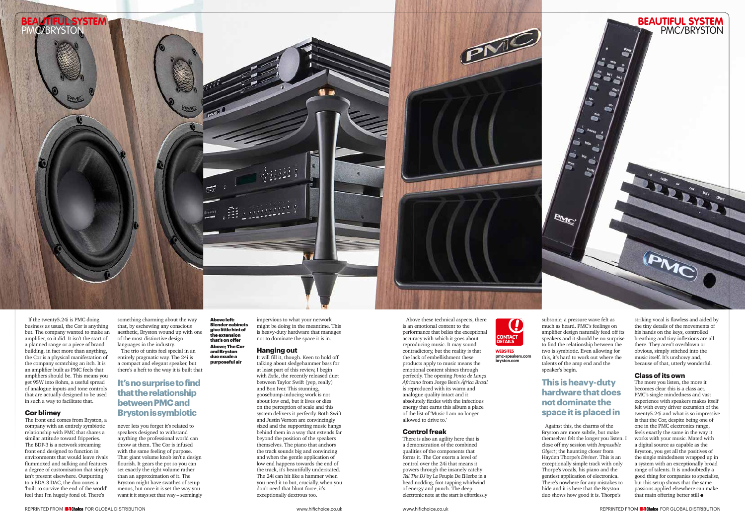If the twenty5.24i is PMC doing business as usual, the Cor is anything but. The company wanted to make an amplifier, so it did. It isn't the start of a planned range or a piece of brand building, in fact more than anything, the Cor is a physical manifestation of the company scratching an itch. It is an amplifier built as PMC feels that amplifiers should be. This means you get 95W into 8ohm, a useful spread of analogue inputs and tone controls that are actually designed to be used in such a way to facilitate that.

## Cor blimey

The front end comes from Bryston, a company with an entirely symbiotic relationship with PMC that shares a similar attitude toward fripperies. The BDP-3 is a network streaming front end designed to function in environments that would leave rivals flummoxed and sulking and features a degree of customisation that simply isn't present elsewhere. Outputting to a BDA-3 DAC, the duo oozes a 'built to survive the end of the world' feel that I'm hugely fond of. There's something charming about the way that, by eschewing any conscious aesthetic, Bryston wound up with one of the most distinctive design languages in the industry.

The trio of units feel special in an entirely pragmatic way. The 24i is a compact and elegant speaker, but there's a heft to the way it is built that never lets you forget it's related to speakers designed to withstand anything the professional world can throw at them. The Cor is infused with the same feeling of purpose. That giant volume knob isn't a design flourish. It gears the pot so you can set exactly the right volume rather than an approximation of it. The Bryston might have swathes of setup menus, but once it is set the way you want it it stays set that way – seemingly impervious to what your network might be doing in the meantime. This is heavy-duty hardware that manages not to dominate the space it is in.

## It's no surprise to find that the relationship between PMC and Bryston is symbiotic

**Above left: Slender cabinets give little hint of the extension that's on offer**

**Above: The Cor and Bryston duo exude a purposeful air**

## Hanging out

It will fill it, though. Keen to hold off talking about sledgehammer bass for at least part of this review, I begin with *Exile*, the recently released duet between Taylor Swift (yep, really) and Bon Iver. This stunning, goosebump-inducing work is not about low end, but it lives or dies on the perception of scale and this system delivers it perfectly. Both Swift and Justin Vernon are convincingly sized and the supporting music hangs behind them in a way that extends far beyond the position of the speakers themselves. The piano that anchors the track sounds big and convincing and when the gentle application of low end happens towards the end of the track, it's beautifully understated. The 24i can hit like a hammer when you need it to but, crucially, when you don't need that blunt force, it's exceptionally dextrous too.

Above these technical aspects, there is an emotional content to the performance that belies the exceptional accuracy with which it goes about reproducing music. It may sound contradictory, but the reality is that the lack of embellishment these products apply to music means the emotional content shines through perfectly. The opening *Ponta de Lança Africano* from Jorge Ben's *África Brasil* is reproduced with its warm and analogue quality intact and it absolutely fizzles with the infectious energy that earns this album a place of the list of 'Music I am no longer allowed to drive to.'

## Control freak

There is also an agility here that is a demonstration of the combined qualities of the components that forms it. The Cor exerts a level of control over the 24i that means it powers through the insanely catchy *Tell The DJ* by Le Peuple De L'Herbe in a head-nodding, foot-tapping whirlwind of energy and punch. The deep electronic note at the start is effortlessly subsonic; a pressure wave felt as much as heard. PMC's feelings on amplifier design naturally feed off its speakers and it should be no surprise to find the relationship between the two is symbiotic. Even allowing for this, it's hard to work out where the talents of the amp end and the speaker's begin.

**CONTACT DETAILS**

**WEBSITES**
pmc-speakers.com
bryston.com

## This is heavy-duty hardware that does not dominate the space it is placed in

Against this, the charms of the Bryston are more subtle, but make themselves felt the longer you listen. I close off my session with *Impossible Object*; the haunting closer from Hayden Thorpe's *Diviner*. This is an exceptionally simple track with only Thorpe's vocals, his piano and the gentlest application of electronica. There's nowhere for any mistakes to hide and it is here that the Bryston duo shows how good it is. Thorpe's striking vocal is flawless and aided by the tiny details of the movements of his hands on the keys, controlled breathing and tiny inflexions are all there. They aren't overblown or obvious, simply stitched into the music itself. It's unshowy and, because of that, utterly wonderful.

## Class of its own

The more you listen, the more it becomes clear this is a class act. PMC's single mindedness and vast experience with speakers makes itself felt with every driver excursion of the twenty5.24i and what is so impressive is that the Cor, despite being one of one in the PMC electronics range, feels exactly the same in the way it works with your music. Mated with a digital source as capable as the Bryston, you get all the positives of a system with an exceptionally broad range of talents. It is undoubtedly a good thing for companies to specialise, but this setup shows that the same passions applied elsewhere can make that main offering better still ●